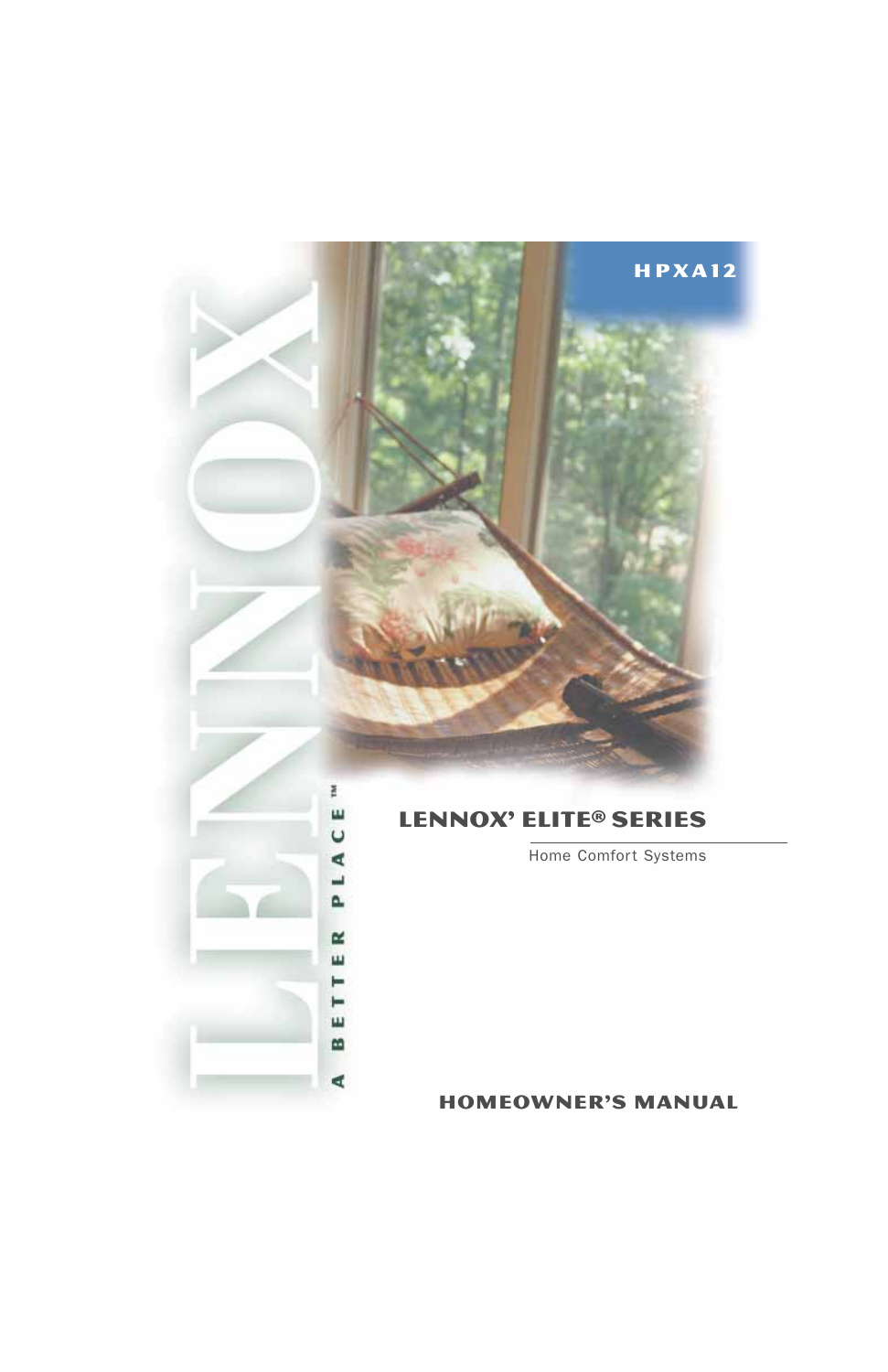HPXA12

LENNOX

A BETTER PLACE™

# LENNOX' ELITE® SERIES

Home Comfort Systems

## HOMEOWNER'S MANUAL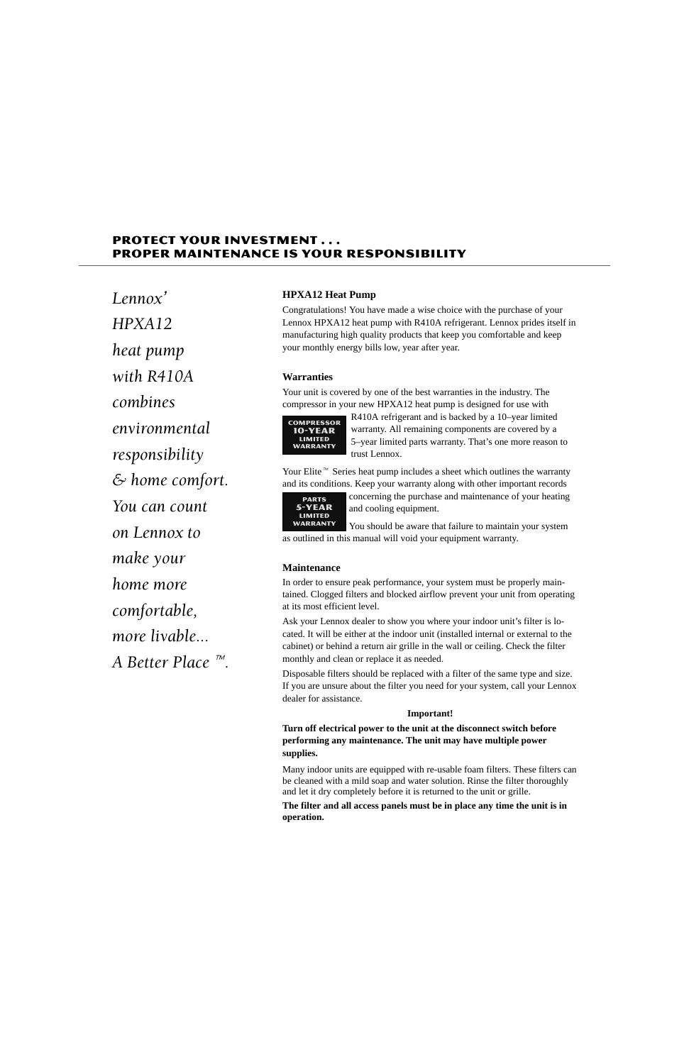## PROTECT YOUR INVESTMENT . . .
## PROPER MAINTENANCE IS YOUR RESPONSIBILITY

*Lennox' HPXA12 heat pump with R410A combines environmental responsibility & home comfort. You can count on Lennox to make your home more comfortable, more livable... A Better Place ™.*

### HPXA12 Heat Pump

Congratulations! You have made a wise choice with the purchase of your Lennox HPXA12 heat pump with R410A refrigerant. Lennox prides itself in manufacturing high quality products that keep you comfortable and keep your monthly energy bills low, year after year.

### Warranties

Your unit is covered by one of the best warranties in the industry. The compressor in your new HPXA12 heat pump is designed for use with R410A refrigerant and is backed by a 10–year limited warranty. All remaining components are covered by a 5–year limited parts warranty. That's one more reason to trust Lennox.

**COMPRESSOR 10-YEAR LIMITED WARRANTY**

Your Elite™ Series heat pump includes a sheet which outlines the warranty and its conditions. Keep your warranty along with other important records concerning the purchase and maintenance of your heating and cooling equipment.

**PARTS 5-YEAR LIMITED WARRANTY**

You should be aware that failure to maintain your system as outlined in this manual will void your equipment warranty.

### Maintenance

In order to ensure peak performance, your system must be properly maintained. Clogged filters and blocked airflow prevent your unit from operating at its most efficient level.

Ask your Lennox dealer to show you where your indoor unit's filter is located. It will be either at the indoor unit (installed internal or external to the cabinet) or behind a return air grille in the wall or ceiling. Check the filter monthly and clean or replace it as needed.

Disposable filters should be replaced with a filter of the same type and size. If you are unsure about the filter you need for your system, call your Lennox dealer for assistance.

**Important!**

**Turn off electrical power to the unit at the disconnect switch before performing any maintenance. The unit may have multiple power supplies.**

Many indoor units are equipped with re-usable foam filters. These filters can be cleaned with a mild soap and water solution. Rinse the filter thoroughly and let it dry completely before it is returned to the unit or grille.

**The filter and all access panels must be in place any time the unit is in operation.**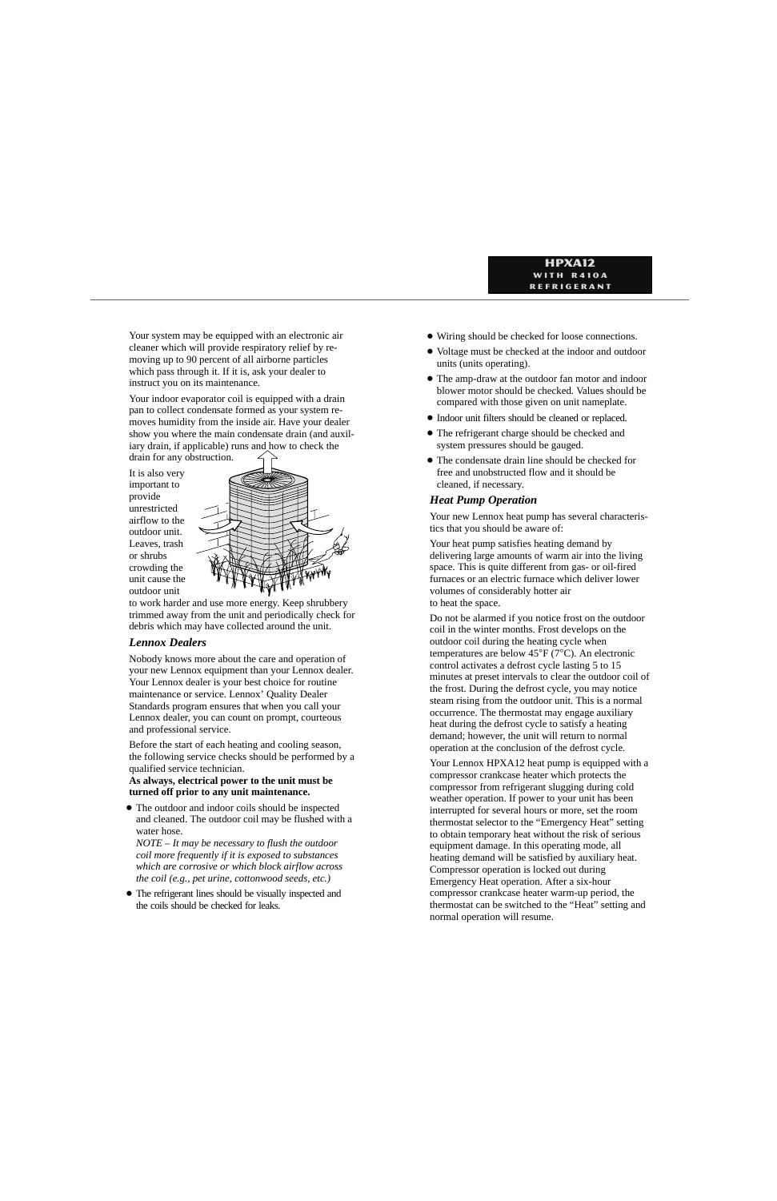Your system may be equipped with an electronic air cleaner which will provide respiratory relief by removing up to 90 percent of all airborne particles which pass through it. If it is, ask your dealer to instruct you on its maintenance.

Your indoor evaporator coil is equipped with a drain pan to collect condensate formed as your system removes humidity from the inside air. Have your dealer show you where the main condensate drain (and auxiliary drain, if applicable) runs and how to check the drain for any obstruction.

It is also very important to provide unrestricted airflow to the outdoor unit. Leaves, trash or shrubs crowding the unit cause the outdoor unit to work harder and use more energy. Keep shrubbery trimmed away from the unit and periodically check for debris which may have collected around the unit.

### *Lennox Dealers*

Nobody knows more about the care and operation of your new Lennox equipment than your Lennox dealer. Your Lennox dealer is your best choice for routine maintenance or service. Lennox' Quality Dealer Standards program ensures that when you call your Lennox dealer, you can count on prompt, courteous and professional service.

Before the start of each heating and cooling season, the following service checks should be performed by a qualified service technician.

**As always, electrical power to the unit must be turned off prior to any unit maintenance.**

- The outdoor and indoor coils should be inspected and cleaned. The outdoor coil may be flushed with a water hose.
  *NOTE – It may be necessary to flush the outdoor coil more frequently if it is exposed to substances which are corrosive or which block airflow across the coil (e.g., pet urine, cottonwood seeds, etc.)*
- The refrigerant lines should be visually inspected and the coils should be checked for leaks.
- Wiring should be checked for loose connections.
- Voltage must be checked at the indoor and outdoor units (units operating).
- The amp-draw at the outdoor fan motor and indoor blower motor should be checked. Values should be compared with those given on unit nameplate.
- Indoor unit filters should be cleaned or replaced.
- The refrigerant charge should be checked and system pressures should be gauged.
- The condensate drain line should be checked for free and unobstructed flow and it should be cleaned, if necessary.

### *Heat Pump Operation*

Your new Lennox heat pump has several characteristics that you should be aware of:

Your heat pump satisfies heating demand by delivering large amounts of warm air into the living space. This is quite different from gas- or oil-fired furnaces or an electric furnace which deliver lower volumes of considerably hotter air to heat the space.

Do not be alarmed if you notice frost on the outdoor coil in the winter months. Frost develops on the outdoor coil during the heating cycle when temperatures are below 45°F (7°C). An electronic control activates a defrost cycle lasting 5 to 15 minutes at preset intervals to clear the outdoor coil of the frost. During the defrost cycle, you may notice steam rising from the outdoor unit. This is a normal occurrence. The thermostat may engage auxiliary heat during the defrost cycle to satisfy a heating demand; however, the unit will return to normal operation at the conclusion of the defrost cycle.

Your Lennox HPXA12 heat pump is equipped with a compressor crankcase heater which protects the compressor from refrigerant slugging during cold weather operation. If power to your unit has been interrupted for several hours or more, set the room thermostat selector to the "Emergency Heat" setting to obtain temporary heat without the risk of serious equipment damage. In this operating mode, all heating demand will be satisfied by auxiliary heat. Compressor operation is locked out during Emergency Heat operation. After a six-hour compressor crankcase heater warm-up period, the thermostat can be switched to the "Heat" setting and normal operation will resume.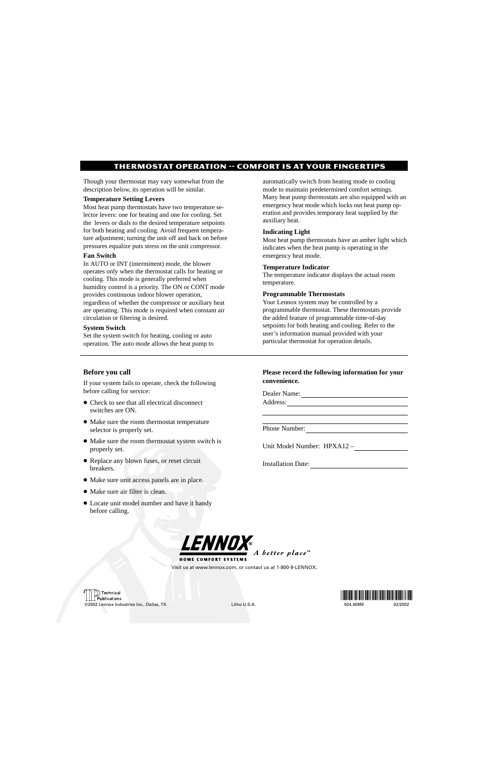## THERMOSTAT OPERATION -- COMFORT IS AT YOUR FINGERTIPS

Though your thermostat may vary somewhat from the description below, its operation will be similar.

**Temperature Setting Levers**

Most heat pump thermostats have two temperature selector levers: one for heating and one for cooling. Set the levers or dials to the desired temperature setpoints for both heating and cooling. Avoid frequent temperature adjustment; turning the unit off and back on before pressures equalize puts stress on the unit compressor.

**Fan Switch**

In AUTO or INT (intermittent) mode, the blower operates only when the thermostat calls for heating or cooling. This mode is generally preferred when humidity control is a priority. The ON or CONT mode provides continuous indoor blower operation, regardless of whether the compressor or auxiliary heat are operating. This mode is required when constant air circulation or filtering is desired.

**System Switch**

Set the system switch for heating, cooling or auto operation. The auto mode allows the heat pump to automatically switch from heating mode to cooling mode to maintain predetermined comfort settings. Many heat pump thermostats are also equipped with an emergency heat mode which locks out heat pump operation and provides temporary heat supplied by the auxiliary heat.

**Indicating Light**

Most heat pump thermostats have an amber light which indicates when the heat pump is operating in the emergency heat mode.

**Temperature Indicator**

The temperature indicator displays the actual room temperature.

**Programmable Thermostats**

Your Lennox system may be controlled by a programmable thermostat. These thermostats provide the added feature of programmable time-of-day setpoints for both heating and cooling. Refer to the user’s information manual provided with your particular thermostat for operation details.

### Before you call

If your system fails to operate, check the following before calling for service:

- Check to see that all electrical disconnect switches are ON.
- Make sure the room thermostat temperature selector is properly set.
- Make sure the room thermostat system switch is properly set.
- Replace any blown fuses, or reset circuit breakers.
- Make sure unit access panels are in place.
- Make sure air filter is clean.
- Locate unit model number and have it handy before calling.

**Please record the following information for your convenience.**

Dealer Name: ____________________

Address: ____________________

____________________

____________________

Phone Number: ____________________

Unit Model Number: HPXA12 – __________

Installation Date: ____________________

LENNOX® HOME COMFORT SYSTEMS *A better place*™

Visit us at www.lennox.com, or contact us at 1-800-9-LENNOX.

Technical Publications

©2002 Lennox Industries Inc., Dallas, TX

Litho U.S.A.

504,409M 02/2002